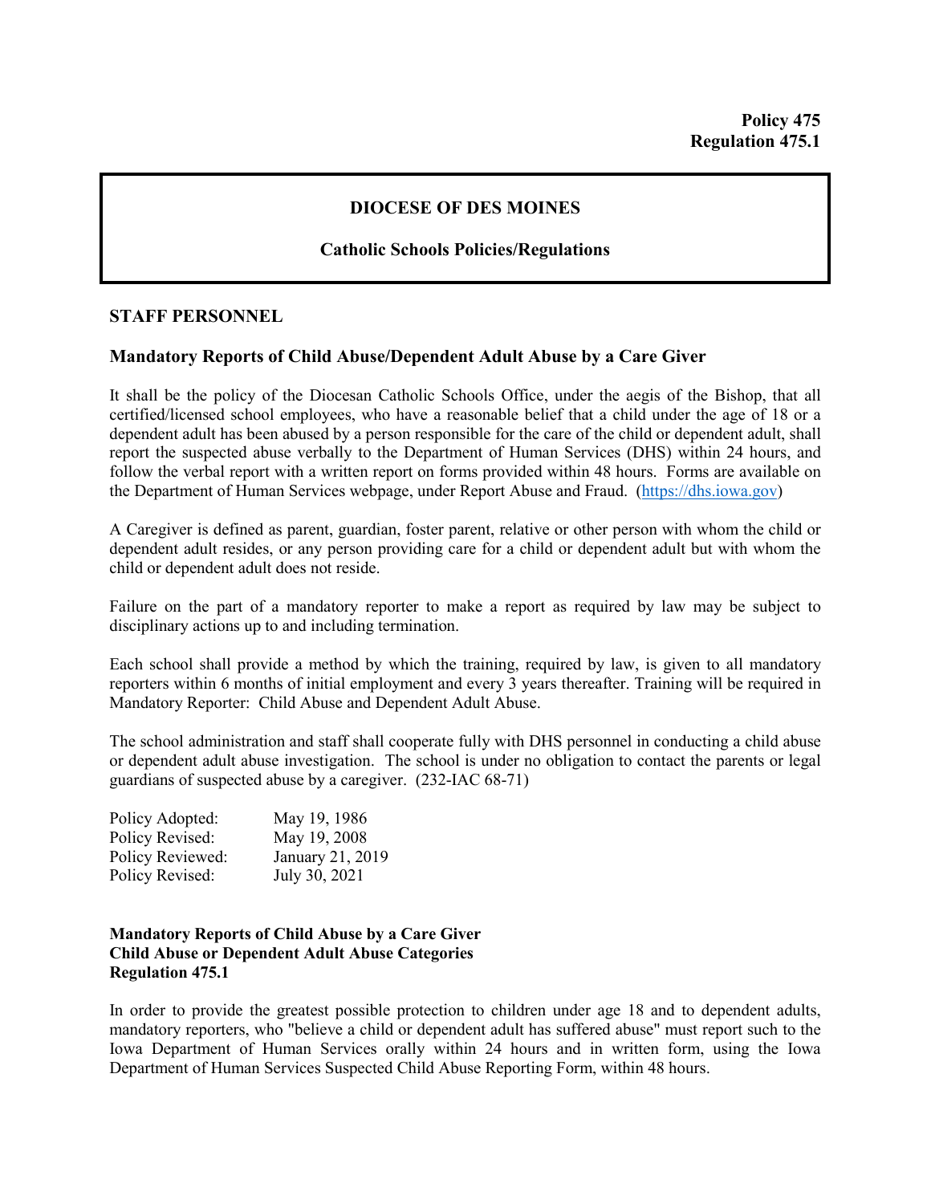**Policy 475**
**Regulation 475.1**

# DIOCESE OF DES MOINES

## Catholic Schools Policies/Regulations

### STAFF PERSONNEL

### Mandatory Reports of Child Abuse/Dependent Adult Abuse by a Care Giver

It shall be the policy of the Diocesan Catholic Schools Office, under the aegis of the Bishop, that all certified/licensed school employees, who have a reasonable belief that a child under the age of 18 or a dependent adult has been abused by a person responsible for the care of the child or dependent adult, shall report the suspected abuse verbally to the Department of Human Services (DHS) within 24 hours, and follow the verbal report with a written report on forms provided within 48 hours. Forms are available on the Department of Human Services webpage, under Report Abuse and Fraud. (https://dhs.iowa.gov)

A Caregiver is defined as parent, guardian, foster parent, relative or other person with whom the child or dependent adult resides, or any person providing care for a child or dependent adult but with whom the child or dependent adult does not reside.

Failure on the part of a mandatory reporter to make a report as required by law may be subject to disciplinary actions up to and including termination.

Each school shall provide a method by which the training, required by law, is given to all mandatory reporters within 6 months of initial employment and every 3 years thereafter. Training will be required in Mandatory Reporter: Child Abuse and Dependent Adult Abuse.

The school administration and staff shall cooperate fully with DHS personnel in conducting a child abuse or dependent adult abuse investigation. The school is under no obligation to contact the parents or legal guardians of suspected abuse by a caregiver. (232-IAC 68-71)

| | |
|---|---|
| Policy Adopted: | May 19, 1986 |
| Policy Revised: | May 19, 2008 |
| Policy Reviewed: | January 21, 2019 |
| Policy Revised: | July 30, 2021 |

**Mandatory Reports of Child Abuse by a Care Giver**
**Child Abuse or Dependent Adult Abuse Categories**
**Regulation 475.1**

In order to provide the greatest possible protection to children under age 18 and to dependent adults, mandatory reporters, who "believe a child or dependent adult has suffered abuse" must report such to the Iowa Department of Human Services orally within 24 hours and in written form, using the Iowa Department of Human Services Suspected Child Abuse Reporting Form, within 48 hours.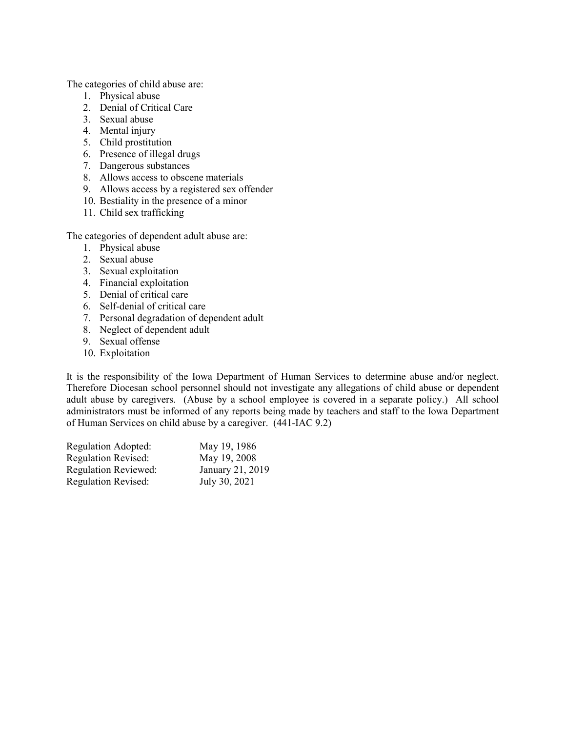The categories of child abuse are:

1. Physical abuse
2. Denial of Critical Care
3. Sexual abuse
4. Mental injury
5. Child prostitution
6. Presence of illegal drugs
7. Dangerous substances
8. Allows access to obscene materials
9. Allows access by a registered sex offender
10. Bestiality in the presence of a minor
11. Child sex trafficking

The categories of dependent adult abuse are:

1. Physical abuse
2. Sexual abuse
3. Sexual exploitation
4. Financial exploitation
5. Denial of critical care
6. Self-denial of critical care
7. Personal degradation of dependent adult
8. Neglect of dependent adult
9. Sexual offense
10. Exploitation

It is the responsibility of the Iowa Department of Human Services to determine abuse and/or neglect. Therefore Diocesan school personnel should not investigate any allegations of child abuse or dependent adult abuse by caregivers. (Abuse by a school employee is covered in a separate policy.) All school administrators must be informed of any reports being made by teachers and staff to the Iowa Department of Human Services on child abuse by a caregiver. (441-IAC 9.2)

| | |
|---|---|
| Regulation Adopted: | May 19, 1986 |
| Regulation Revised: | May 19, 2008 |
| Regulation Reviewed: | January 21, 2019 |
| Regulation Revised: | July 30, 2021 |